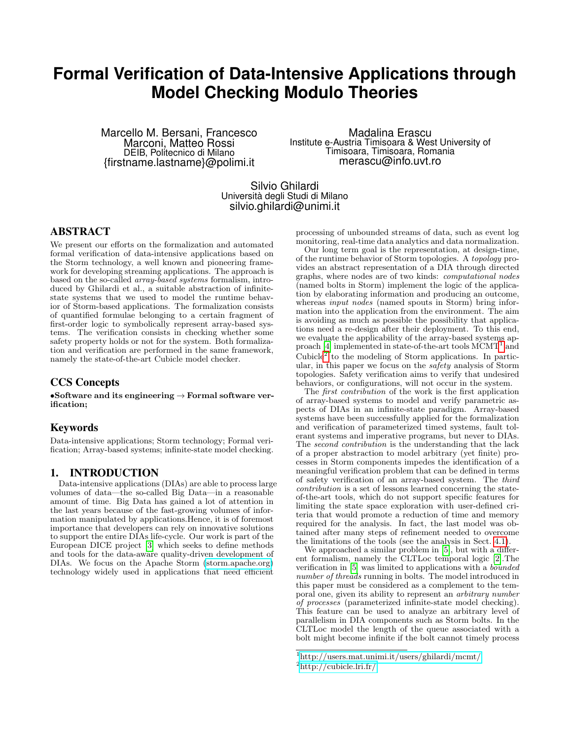# Formal Verification of Data-Intensive Applications through Model Checking Modulo Theories

Marcello M. Bersani, Francesco Marconi, Matteo Rossi
DEIB, Politecnico di Milano
{firstname.lastname}@polimi.it

Madalina Erascu
Institute e-Austria Timisoara & West University of Timisoara, Timisoara, Romania
merascu@info.uvt.ro

Silvio Ghilardi
Università degli Studi di Milano
silvio.ghilardi@unimi.it

## ABSTRACT

We present our efforts on the formalization and automated formal verification of data-intensive applications based on the Storm technology, a well known and pioneering framework for developing streaming applications. The approach is based on the so-called *array-based systems* formalism, introduced by Ghilardi et al., a suitable abstraction of infinite-state systems that we used to model the runtime behavior of Storm-based applications. The formalization consists of quantified formulae belonging to a certain fragment of first-order logic to symbolically represent array-based systems. The verification consists in checking whether some safety property holds or not for the system. Both formalization and verification are performed in the same framework, namely the state-of-the-art Cubicle model checker.

## CCS Concepts

•**Software and its engineering → Formal software verification;**

## Keywords

Data-intensive applications; Storm technology; Formal verification; Array-based systems; infinite-state model checking.

## 1. INTRODUCTION

Data-intensive applications (DIAs) are able to process large volumes of data—the so-called Big Data—in a reasonable amount of time. Big Data has gained a lot of attention in the last years because of the fast-growing volumes of information manipulated by applications.Hence, it is of foremost importance that developers can rely on innovative solutions to support the entire DIAs life-cycle. Our work is part of the European DICE project [3] which seeks to define methods and tools for the data-aware quality-driven development of DIAs. We focus on the Apache Storm (storm.apache.org) technology widely used in applications that need efficient processing of unbounded streams of data, such as event log monitoring, real-time data analytics and data normalization.

Our long term goal is the representation, at design-time, of the runtime behavior of Storm topologies. A *topology* provides an abstract representation of a DIA through directed graphs, where nodes are of two kinds: *computational nodes* (named bolts in Storm) implement the logic of the application by elaborating information and producing an outcome, whereas *input nodes* (named spouts in Storm) bring information into the application from the environment. The aim is avoiding as much as possible the possibility that applications need a re-design after their deployment. To this end, we evaluate the applicability of the array-based systems approach [4] implemented in state-of-the-art tools MCMT[1] and Cubicle[2] to the modeling of Storm applications. In particular, in this paper we focus on the *safety* analysis of Storm topologies. Safety verification aims to verify that undesired behaviors, or configurations, will not occur in the system.

The *first contribution* of the work is the first application of array-based systems to model and verify parametric aspects of DIAs in an infinite-state paradigm. Array-based systems have been successfully applied for the formalization and verification of parameterized timed systems, fault tolerant systems and imperative programs, but never to DIAs. The *second contribution* is the understanding that the lack of a proper abstraction to model arbitrary (yet finite) processes in Storm components impedes the identification of a meaningful verification problem that can be defined in terms of safety verification of an array-based system. The *third contribution* is a set of lessons learned concerning the state-of-the-art tools, which do not support specific features for limiting the state space exploration with user-defined criteria that would promote a reduction of time and memory required for the analysis. In fact, the last model was obtained after many steps of refinement needed to overcome the limitations of the tools (see the analysis in Sect. 4.1).

We approached a similar problem in [5], but with a different formalism, namely the CLTLoc temporal logic [2].The verification in [5] was limited to applications with a *bounded number of threads* running in bolts. The model introduced in this paper must be considered as a complement to the temporal one, given its ability to represent an *arbitrary number of processes* (parameterized infinite-state model checking). This feature can be used to analyze an arbitrary level of parallelism in DIA components such as Storm bolts. In the CLTLoc model the length of the queue associated with a bolt might become infinite if the bolt cannot timely process

[1] http://users.mat.unimi.it/users/ghilardi/mcmt/

[2] http://cubicle.lri.fr/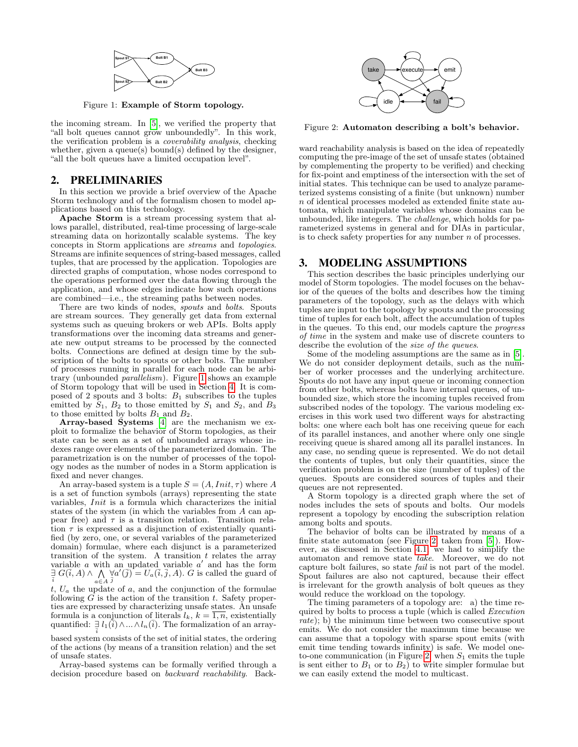Spout S1
Bolt B1
Bolt B3
Spout S2
Bolt B2

Figure 1: **Example of Storm topology.**

the incoming stream. In [5], we verified the property that "all bolt queues cannot grow unboundedly". In this work, the verification problem is a *coverability analysis*, checking whether, given a queue(s) bound(s) defined by the designer, "all the bolt queues have a limited occupation level".

## 2. PRELIMINARIES

In this section we provide a brief overview of the Apache Storm technology and of the formalism chosen to model applications based on this technology.

**Apache Storm** is a stream processing system that allows parallel, distributed, real-time processing of large-scale streaming data on horizontally scalable systems. The key concepts in Storm applications are *streams* and *topologies*. Streams are infinite sequences of string-based messages, called tuples, that are processed by the application. Topologies are directed graphs of computation, whose nodes correspond to the operations performed over the data flowing through the application, and whose edges indicate how such operations are combined—i.e., the streaming paths between nodes.

There are two kinds of nodes, *spouts* and *bolts*. Spouts are stream sources. They generally get data from external systems such as queuing brokers or web APIs. Bolts apply transformations over the incoming data streams and generate new output streams to be processed by the connected bolts. Connections are defined at design time by the subscription of the bolts to spouts or other bolts. The number of processes running in parallel for each node can be arbitrary (unbounded *parallelism*). Figure 1 shows an example of Storm topology that will be used in Section 4. It is composed of 2 spouts and 3 bolts: $B_1$ subscribes to the tuples emitted by $S_1$, $B_2$ to those emitted by $S_1$ and $S_2$, and $B_3$ to those emitted by bolts $B_1$ and $B_2$.

**Array-based Systems** [4] are the mechanism we exploit to formalize the behavior of Storm topologies, as their state can be seen as a set of unbounded arrays whose indexes range over elements of the parameterized domain. The parametrization is on the number of processes of the topology nodes as the number of nodes in a Storm application is fixed and never changes.

An array-based system is a tuple $S = (A, Init, \tau)$ where $A$ is a set of function symbols (arrays) representing the state variables, $Init$ is a formula which characterizes the initial states of the system (in which the variables from $A$ can appear free) and $\tau$ is a transition relation. Transition relation $\tau$ is expressed as a disjunction of existentially quantified (by zero, one, or several variables of the parameterized domain) formulae, where each disjunct is a parameterized transition of the system. A transition $t$ relates the array variable $a$ with an updated variable $a'$ and has the form $\exists_{\bar{i}}\, G(\bar{i}, A) \wedge \bigwedge_{a \in A} \forall_{\bar{j}} a'(\bar{j}) = U_a(\bar{i}, \bar{j}, A)$. $G$ is called the guard of $t$, $U_a$ the update of $a$, and the conjunction of the formulae following $G$ is the action of the transition $t$. Safety properties are expressed by characterizing unsafe states. An unsafe formula is a conjunction of literals $l_k$, $k = \overline{1, n}$, existentially quantified: $\exists_{\bar{i}}\, l_1(\bar{i}) \wedge ... \wedge l_n(\bar{i})$. The formalization of an array-based system consists of the set of initial states, the ordering of the actions (by means of a transition relation) and the set of unsafe states.

Array-based systems can be formally verified through a decision procedure based on *backward reachability*. Backward reachability analysis is based on the idea of repeatedly computing the pre-image of the set of unsafe states (obtained by complementing the property to be verified) and checking for fix-point and emptiness of the intersection with the set of initial states. This technique can be used to analyze parameterized systems consisting of a finite (but unknown) number $n$ of identical processes modeled as extended finite state automata, which manipulate variables whose domains can be unbounded, like integers. The *challenge*, which holds for parameterized systems in general and for DIAs in particular, is to check safety properties for any number $n$ of processes.

take
execute
emit
idle
fail

Figure 2: **Automaton describing a bolt's behavior.**

## 3. MODELING ASSUMPTIONS

This section describes the basic principles underlying our model of Storm topologies. The model focuses on the behavior of the queues of the bolts and describes how the timing parameters of the topology, such as the delays with which tuples are input to the topology by spouts and the processing time of tuples for each bolt, affect the accumulation of tuples in the queues. To this end, our models capture the *progress of time* in the system and make use of discrete counters to describe the evolution of the *size of the queues*.

Some of the modeling assumptions are the same as in [5]. We do not consider deployment details, such as the number of worker processes and the underlying architecture. Spouts do not have any input queue or incoming connection from other bolts, whereas bolts have internal queues, of unbounded size, which store the incoming tuples received from subscribed nodes of the topology. The various modeling exercises in this work used two different ways for abstracting bolts: one where each bolt has one receiving queue for each of its parallel instances, and another where only one single receiving queue is shared among all its parallel instances. In any case, no sending queue is represented. We do not detail the contents of tuples, but only their quantities, since the verification problem is on the size (number of tuples) of the queues. Spouts are considered sources of tuples and their queues are not represented.

A Storm topology is a directed graph where the set of nodes includes the sets of spouts and bolts. Our models represent a topology by encoding the subscription relation among bolts and spouts.

The behavior of bolts can be illustrated by means of a finite state automaton (see Figure 2, taken from [5]). However, as discussed in Section 4.1, we had to simplify the automaton and remove state *take*. Moreover, we do not capture bolt failures, so state *fail* is not part of the model. Spout failures are also not captured, because their effect is irrelevant for the growth analysis of bolt queues as they would reduce the workload on the topology.

The timing parameters of a topology are: a) the time required by bolts to process a tuple (which is called *Execution rate*); b) the minimum time between two consecutive spout emits. We do not consider the maximum time because we can assume that a topology with sparse spout emits (with emit time tending towards infinity) is safe. We model one-to-one communication (in Figure 2, when $S_1$ emits the tuple is sent either to $B_1$ or to $B_2$) to write simpler formulae but we can easily extend the model to multicast.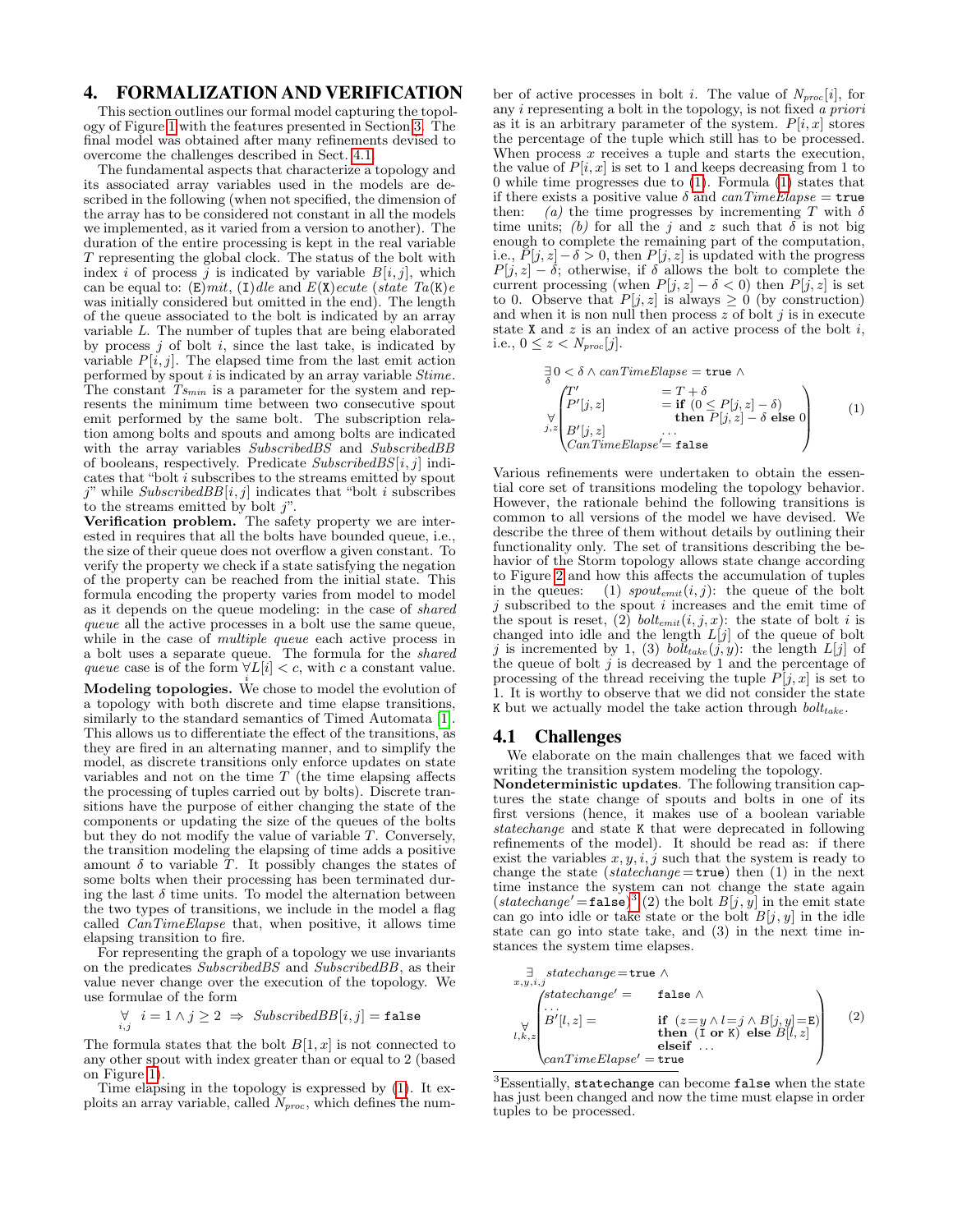# 4. FORMALIZATION AND VERIFICATION

This section outlines our formal model capturing the topology of Figure 1 with the features presented in Section 3. The final model was obtained after many refinements devised to overcome the challenges described in Sect. 4.1.

The fundamental aspects that characterize a topology and its associated array variables used in the models are described in the following (when not specified, the dimension of the array has to be considered not constant in all the models we implemented, as it varied from a version to another). The duration of the entire processing is kept in the real variable $T$ representing the global clock. The status of the bolt with index $i$ of process $j$ is indicated by variable $B[i,j]$, which can be equal to: (E)*mit*, (I)*dle* and *E*(X)*ecute* (*state Ta*(K)*e* was initially considered but omitted in the end). The length of the queue associated to the bolt is indicated by an array variable $L$. The number of tuples that are being elaborated by process $j$ of bolt $i$, since the last take, is indicated by variable $P[i,j]$. The elapsed time from the last emit action performed by spout $i$ is indicated by an array variable *Stime*. The constant $Ts_{min}$ is a parameter for the system and represents the minimum time between two consecutive spout emit performed by the same bolt. The subscription relation among bolts and spouts and among bolts are indicated with the array variables *SubscribedBS* and *SubscribedBB* of booleans, respectively. Predicate $SubscribedBS[i,j]$ indicates that "bolt $i$ subscribes to the streams emitted by spout $j$" while $SubscribedBB[i,j]$ indicates that "bolt $i$ subscribes to the streams emitted by bolt $j$".

**Verification problem.** The safety property we are interested in requires that all the bolts have bounded queue, i.e., the size of their queue does not overflow a given constant. To verify the property we check if a state satisfying the negation of the property can be reached from the initial state. This formula encoding the property varies from model to model as it depends on the queue modeling: in the case of *shared queue* all the active processes in a bolt use the same queue, while in the case of *multiple queue* each active process in a bolt uses a separate queue. The formula for the *shared queue* case is of the form $\forall_i L[i] < c$, with $c$ a constant value.

**Modeling topologies.** We chose to model the evolution of a topology with both discrete and time elapse transitions, similarly to the standard semantics of Timed Automata [1]. This allows us to differentiate the effect of the transitions, as they are fired in an alternating manner, and to simplify the model, as discrete transitions only enforce updates on state variables and not on the time $T$ (the time elapsing affects the processing of tuples carried out by bolts). Discrete transitions have the purpose of either changing the state of the components or updating the size of the queues of the bolts but they do not modify the value of variable $T$. Conversely, the transition modeling the elapsing of time adds a positive amount $\delta$ to variable $T$. It possibly changes the states of some bolts when their processing has been terminated during the last $\delta$ time units. To model the alternation between the two types of transitions, we include in the model a flag called *CanTimeElapse* that, when positive, it allows time elapsing transition to fire.

For representing the graph of a topology we use invariants on the predicates *SubscribedBS* and *SubscribedBB*, as their value never change over the execution of the topology. We use formulae of the form

$$\forall_{i,j}\ i = 1 \wedge j \geq 2 \ \Rightarrow\ SubscribedBB[i,j] = \texttt{false}$$

The formula states that the bolt $B[1,x]$ is not connected to any other spout with index greater than or equal to 2 (based on Figure 1).

Time elapsing in the topology is expressed by (1). It exploits an array variable, called $N_{proc}$, which defines the number of active processes in bolt $i$. The value of $N_{proc}[i]$, for any $i$ representing a bolt in the topology, is not fixed *a priori* as it is an arbitrary parameter of the system. $P[i,x]$ stores the percentage of the tuple which still has to be processed. When process $x$ receives a tuple and starts the execution, the value of $P[i,x]$ is set to 1 and keeps decreasing from 1 to 0 while time progresses due to (1). Formula (1) states that if there exists a positive value $\delta$ and $canTimeElapse = \texttt{true}$ then: *(a)* the time progresses by incrementing $T$ with $\delta$ time units; *(b)* for all the $j$ and $z$ such that $\delta$ is not big enough to complete the remaining part of the computation, i.e., $P[j,z] - \delta > 0$, then $P[j,z]$ is updated with the progress $P[j,z] - \delta$; otherwise, if $\delta$ allows the bolt to complete the current processing (when $P[j,z] - \delta < 0$) then $P[j,z]$ is set to 0. Observe that $P[j,z]$ is always $\geq 0$ (by construction) and when it is non null then process $z$ of bolt $j$ is in execute state X and $z$ is an index of an active process of the bolt $i$, i.e., $0 \leq z < N_{proc}[j]$.

$$\exists_{\delta}\, 0 < \delta \wedge canTimeElapse = \texttt{true}\ \wedge \\ \forall_{j,z} \begin{pmatrix} T' & = T + \delta \\ P'[j,z] & = \textbf{if } (0 \leq P[j,z] - \delta) \\ & \quad \textbf{then } P[j,z] - \delta \textbf{ else } 0 \\ B'[j,z] & \ldots \\ CanTimeElapse' & = \texttt{false} \end{pmatrix} \tag{1}$$

Various refinements were undertaken to obtain the essential core set of transitions modeling the topology behavior. However, the rationale behind the following transitions is common to all versions of the model we have devised. We describe the three of them without details by outlining their functionality only. The set of transitions describing the behavior of the Storm topology allows state change according to Figure 2 and how this affects the accumulation of tuples in the queues: (1) $spout_{emit}(i,j)$: the queue of the bolt $j$ subscribed to the spout $i$ increases and the emit time of the spout is reset, (2) $bolt_{emit}(i,j,x)$: the state of bolt $i$ is changed into idle and the length $L[j]$ of the queue of bolt $j$ is incremented by 1, (3) $bolt_{take}(j,y)$: the length $L[j]$ of the queue of bolt $j$ is decreased by 1 and the percentage of processing of the thread receiving the tuple $P[j,x]$ is set to 1. It is worthy to observe that we did not consider the state K but we actually model the take action through $bolt_{take}$.

## 4.1 Challenges

We elaborate on the main challenges that we faced with writing the transition system modeling the topology.

**Nondeterministic updates.** The following transition captures the state change of spouts and bolts in one of its first versions (hence, it makes use of a boolean variable *statechange* and state K that were deprecated in following refinements of the model). It should be read as: if there exist the variables $x, y, i, j$ such that the system is ready to change the state ($statechange = \texttt{true}$) then (1) in the next time instance the system can not change the state again ($statechange' = \texttt{false}$),[3] (2) the bolt $B[j,y]$ in the emit state can go into idle or take state or the bolt $B[j,y]$ in the idle state can go into state take, and (3) in the next time instances the system time elapses.

$$\exists_{x,y,i,j}\, statechange = \texttt{true}\ \wedge \\ \forall_{l,k,z} \begin{pmatrix} statechange' = & \texttt{false}\ \wedge \\ \ldots & \\ B'[l,z] = & \textbf{if } (z = y \wedge l = j \wedge B[j,y] = \texttt{E}) \\ & \textbf{then } (\texttt{I} \textbf{ or } \texttt{K}) \textbf{ else } B[l,z] \\ & \textbf{elseif } \ldots \\ canTimeElapse' = \texttt{true} & \end{pmatrix} \tag{2}$$

[3] Essentially, `statechange` can become `false` when the state has just been changed and now the time must elapse in order tuples to be processed.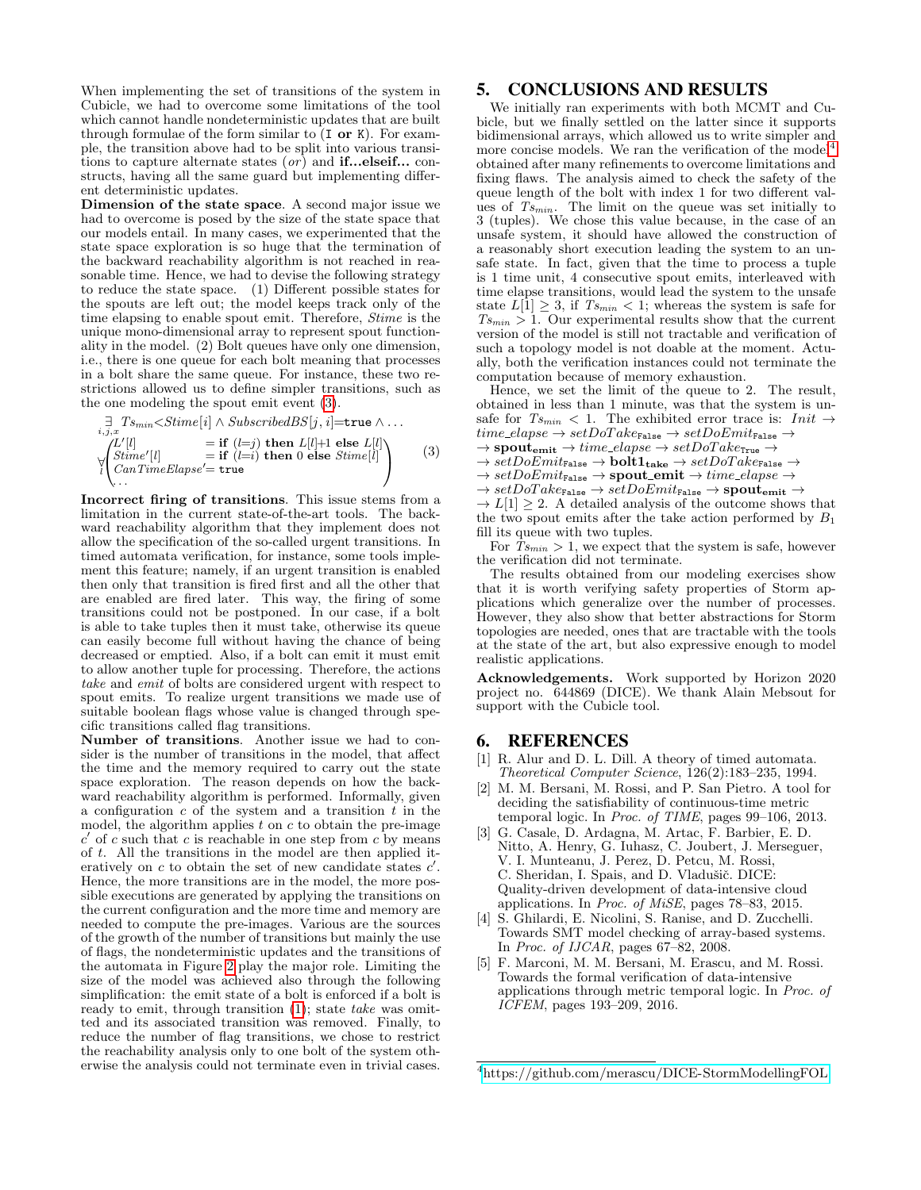When implementing the set of transitions of the system in Cubicle, we had to overcome some limitations of the tool which cannot handle nondeterministic updates that are built through formulae of the form similar to (`I or K`). For example, the transition above had to be split into various transitions to capture alternate states (*or*) and **if...elseif...** constructs, having all the same guard but implementing different deterministic updates.

**Dimension of the state space**. A second major issue we had to overcome is posed by the size of the state space that our models entail. In many cases, we experimented that the state space exploration is so huge that the termination of the backward reachability algorithm is not reached in reasonable time. Hence, we had to devise the following strategy to reduce the state space. (1) Different possible states for the spouts are left out; the model keeps track only of the time elapsing to enable spout emit. Therefore, *Stime* is the unique mono-dimensional array to represent spout functionality in the model. (2) Bolt queues have only one dimension, i.e., there is one queue for each bolt meaning that processes in a bolt share the same queue. For instance, these two restrictions allowed us to define simpler transitions, such as the one modeling the spout emit event (3).

$$\exists_{i,j,x} Ts_{min} < Stime[i] \wedge SubscribedBS[j,i] = \texttt{true} \wedge \ldots$$
$$\forall_{l} \begin{pmatrix} L'[l] & = \textbf{if } (l{=}j) \textbf{ then } L[l]{+}1 \textbf{ else } L[l] \\ Stime'[l] & = \textbf{if } (l{=}i) \textbf{ then } 0 \textbf{ else } Stime[l] \\ CanTimeElapse' {=}\ \texttt{true} & \\ \ldots & \end{pmatrix} \quad (3)$$

**Incorrect firing of transitions**. This issue stems from a limitation in the current state-of-the-art tools. The backward reachability algorithm that they implement does not allow the specification of the so-called urgent transitions. In timed automata verification, for instance, some tools implement this feature; namely, if an urgent transition is enabled then only that transition is fired first and all the other that are enabled are fired later. This way, the firing of some transitions could not be postponed. In our case, if a bolt is able to take tuples then it must take, otherwise its queue can easily become full without having the chance of being decreased or emptied. Also, if a bolt can emit it must emit to allow another tuple for processing. Therefore, the actions *take* and *emit* of bolts are considered urgent with respect to spout emits. To realize urgent transitions we made use of suitable boolean flags whose value is changed through specific transitions called flag transitions.

**Number of transitions**. Another issue we had to consider is the number of transitions in the model, that affect the time and the memory required to carry out the state space exploration. The reason depends on how the backward reachability algorithm is performed. Informally, given a configuration $c$ of the system and a transition $t$ in the model, the algorithm applies $t$ on $c$ to obtain the pre-image $c'$ of $c$ such that $c$ is reachable in one step from $c$ by means of $t$. All the transitions in the model are then applied iteratively on $c$ to obtain the set of new candidate states $c'$. Hence, the more transitions are in the model, the more possible executions are generated by applying the transitions on the current configuration and the more time and memory are needed to compute the pre-images. Various are the sources of the growth of the number of transitions but mainly the use of flags, the nondeterministic updates and the transitions of the automata in Figure 2 play the major role. Limiting the size of the model was achieved also through the following simplification: the emit state of a bolt is enforced if a bolt is ready to emit, through transition (1); state *take* was omitted and its associated transition was removed. Finally, to reduce the number of flag transitions, we chose to restrict the reachability analysis only to one bolt of the system otherwise the analysis could not terminate even in trivial cases.

## 5. CONCLUSIONS AND RESULTS

We initially ran experiments with both MCMT and Cubicle, but we finally settled on the latter since it supports bidimensional arrays, which allowed us to write simpler and more concise models. We ran the verification of the model[4] obtained after many refinements to overcome limitations and fixing flaws. The analysis aimed to check the safety of the queue length of the bolt with index 1 for two different values of $Ts_{min}$. The limit on the queue was set initially to 3 (tuples). We chose this value because, in the case of an unsafe system, it should have allowed the construction of a reasonably short execution leading the system to an unsafe state. In fact, given that the time to process a tuple is 1 time unit, 4 consecutive spout emits, interleaved with time elapse transitions, would lead the system to the unsafe state $L[1] \geq 3$, if $Ts_{min} < 1$; whereas the system is safe for $Ts_{min} > 1$. Our experimental results show that the current version of the model is still not tractable and verification of such a topology model is not doable at the moment. Actually, both the verification instances could not terminate the computation because of memory exhaustion.

Hence, we set the limit of the queue to 2. The result, obtained in less than 1 minute, was that the system is unsafe for $Ts_{min} < 1$. The exhibited error trace is: $Init \rightarrow time\_elapse \rightarrow setDoTake_{\texttt{False}} \rightarrow setDoEmit_{\texttt{False}} \rightarrow \rightarrow \mathbf{spout_{emit}} \rightarrow time\_elapse \rightarrow setDoTake_{\texttt{True}} \rightarrow \rightarrow setDoEmit_{\texttt{False}} \rightarrow \mathbf{bolt1_{take}} \rightarrow setDoTake_{\texttt{False}} \rightarrow \rightarrow setDoEmit_{\texttt{False}} \rightarrow \mathbf{spout\_emit} \rightarrow time\_elapse \rightarrow \rightarrow setDoTake_{\texttt{False}} \rightarrow setDoEmit_{\texttt{False}} \rightarrow \mathbf{spout_{emit}} \rightarrow \rightarrow L[1] \geq 2$. A detailed analysis of the outcome shows that the two spout emits after the take action performed by $B_1$ fill its queue with two tuples.

For $Ts_{min} > 1$, we expect that the system is safe, however the verification did not terminate.

The results obtained from our modeling exercises show that it is worth verifying safety properties of Storm applications which generalize over the number of processes. However, they also show that better abstractions for Storm topologies are needed, ones that are tractable with the tools at the state of the art, but also expressive enough to model realistic applications.

**Acknowledgements.** Work supported by Horizon 2020 project no. 644869 (DICE). We thank Alain Mebsout for support with the Cubicle tool.

## 6. REFERENCES

[1] R. Alur and D. L. Dill. A theory of timed automata. *Theoretical Computer Science*, 126(2):183–235, 1994.

[2] M. M. Bersani, M. Rossi, and P. San Pietro. A tool for deciding the satisfiability of continuous-time metric temporal logic. In *Proc. of TIME*, pages 99–106, 2013.

[3] G. Casale, D. Ardagna, M. Artac, F. Barbier, E. D. Nitto, A. Henry, G. Iuhasz, C. Joubert, J. Merseguer, V. I. Munteanu, J. Perez, D. Petcu, M. Rossi, C. Sheridan, I. Spais, and D. Vladušič. DICE: Quality-driven development of data-intensive cloud applications. In *Proc. of MiSE*, pages 78–83, 2015.

[4] S. Ghilardi, E. Nicolini, S. Ranise, and D. Zucchelli. Towards SMT model checking of array-based systems. In *Proc. of IJCAR*, pages 67–82, 2008.

[5] F. Marconi, M. M. Bersani, M. Erascu, and M. Rossi. Towards the formal verification of data-intensive applications through metric temporal logic. In *Proc. of ICFEM*, pages 193–209, 2016.

[4] https://github.com/merascu/DICE-StormModellingFOL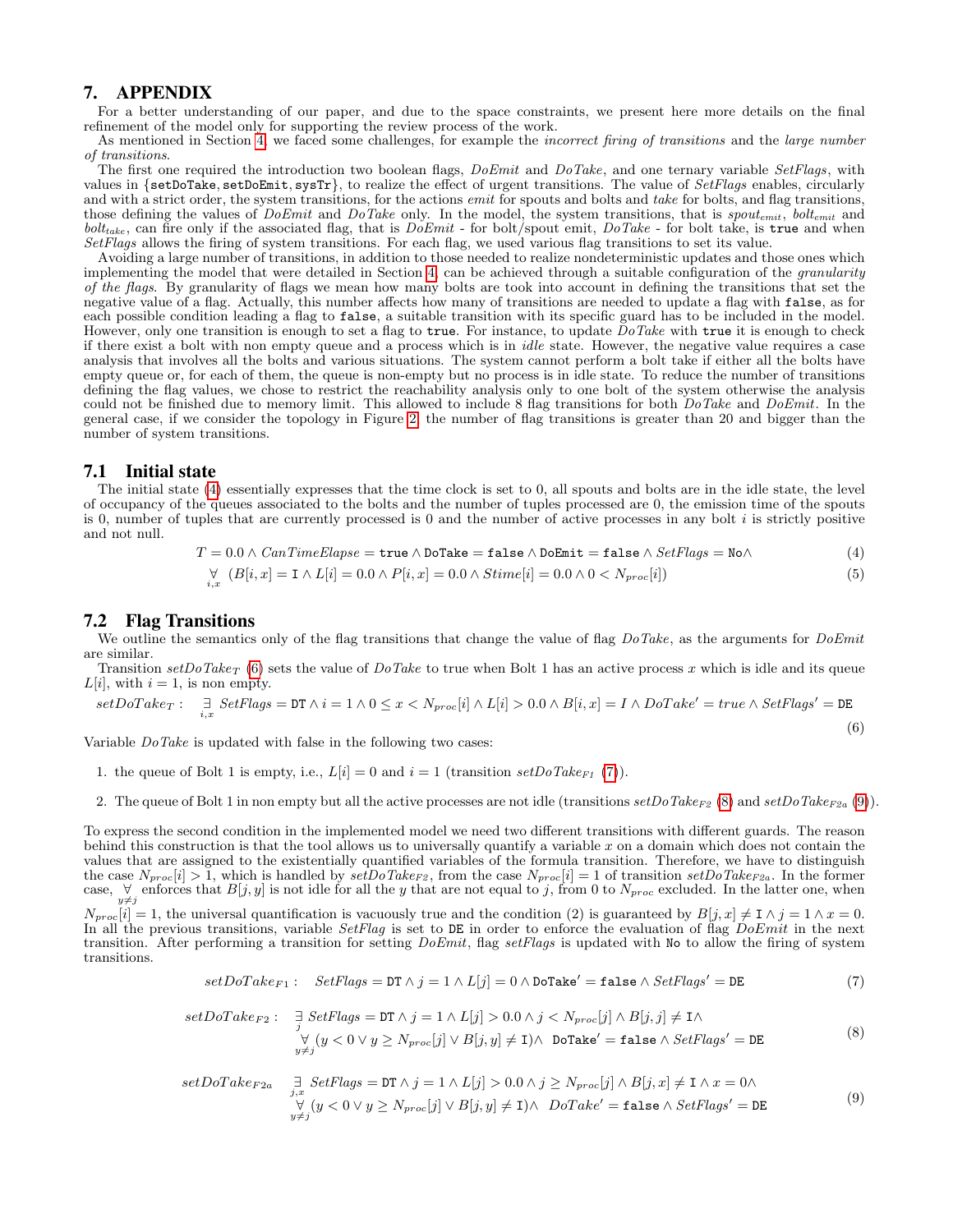## 7. APPENDIX

For a better understanding of our paper, and due to the space constraints, we present here more details on the final refinement of the model only for supporting the review process of the work.

As mentioned in Section 4, we faced some challenges, for example the *incorrect firing of transitions* and the *large number of transitions*.

The first one required the introduction two boolean flags, *DoEmit* and *DoTake*, and one ternary variable *SetFlags*, with values in {setDoTake, setDoEmit, sysTr}, to realize the effect of urgent transitions. The value of *SetFlags* enables, circularly and with a strict order, the system transitions, for the actions *emit* for spouts and bolts and *take* for bolts, and flag transitions, those defining the values of *DoEmit* and *DoTake* only. In the model, the system transitions, that is $spout_{emit}$, $bolt_{emit}$ and $bolt_{take}$, can fire only if the associated flag, that is *DoEmit* - for bolt/spout emit, *DoTake* - for bolt take, is true and when *SetFlags* allows the firing of system transitions. For each flag, we used various flag transitions to set its value.

Avoiding a large number of transitions, in addition to those needed to realize nondeterministic updates and those ones which implementing the model that were detailed in Section 4, can be achieved through a suitable configuration of the *granularity of the flags*. By granularity of flags we mean how many bolts are took into account in defining the transitions that set the negative value of a flag. Actually, this number affects how many of transitions are needed to update a flag with false, as for each possible condition leading a flag to false, a suitable transition with its specific guard has to be included in the model. However, only one transition is enough to set a flag to true. For instance, to update *DoTake* with true it is enough to check if there exist a bolt with non empty queue and a process which is in *idle* state. However, the negative value requires a case analysis that involves all the bolts and various situations. The system cannot perform a bolt take if either all the bolts have empty queue or, for each of them, the queue is non-empty but no process is in idle state. To reduce the number of transitions defining the flag values, we chose to restrict the reachability analysis only to one bolt of the system otherwise the analysis could not be finished due to memory limit. This allowed to include 8 flag transitions for both *DoTake* and *DoEmit*. In the general case, if we consider the topology in Figure 2, the number of flag transitions is greater than 20 and bigger than the number of system transitions.

### 7.1 Initial state

The initial state (4) essentially expresses that the time clock is set to 0, all spouts and bolts are in the idle state, the level of occupancy of the queues associated to the bolts and the number of tuples processed are 0, the emission time of the spouts is 0, number of tuples that are currently processed is 0 and the number of active processes in any bolt $i$ is strictly positive and not null.

$$T = 0.0 \wedge CanTimeElapse = \texttt{true} \wedge \texttt{DoTake} = \texttt{false} \wedge \texttt{DoEmit} = \texttt{false} \wedge SetFlags = \texttt{No} \wedge \quad (4)$$

$$\underset{i,x}{\forall}\ (B[i,x] = \texttt{I} \wedge L[i] = 0.0 \wedge P[i,x] = 0.0 \wedge Stime[i] = 0.0 \wedge 0 < N_{proc}[i]) \quad (5)$$

### 7.2 Flag Transitions

We outline the semantics only of the flag transitions that change the value of flag *DoTake*, as the arguments for *DoEmit* are similar.

Transition $setDoTake_T$ (6) sets the value of *DoTake* to true when Bolt 1 has an active process $x$ which is idle and its queue $L[i]$, with $i = 1$, is non empty.

$$setDoTake_T: \quad \underset{i,x}{\exists}\ SetFlags = \texttt{DT} \wedge i = 1 \wedge 0 \leq x < N_{proc}[i] \wedge L[i] > 0.0 \wedge B[i,x] = I \wedge DoTake' = true \wedge SetFlags' = \texttt{DE} \quad (6)$$

Variable *DoTake* is updated with false in the following two cases:

1. the queue of Bolt 1 is empty, i.e., $L[i] = 0$ and $i = 1$ (transition $setDoTake_{F1}$ (7)).
2. The queue of Bolt 1 in non empty but all the active processes are not idle (transitions $setDoTake_{F2}$ (8) and $setDoTake_{F2a}$ (9)).

To express the second condition in the implemented model we need two different transitions with different guards. The reason behind this construction is that the tool allows us to universally quantify a variable $x$ on a domain which does not contain the values that are assigned to the existentially quantified variables of the formula transition. Therefore, we have to distinguish the case $N_{proc}[i] > 1$, which is handled by $setDoTake_{F2}$, from the case $N_{proc}[i] = 1$ of transition $setDoTake_{F2a}$. In the former case, $\underset{y \neq j}{\forall}$ enforces that $B[j,y]$ is not idle for all the $y$ that are not equal to $j$, from 0 to $N_{proc}$ excluded. In the latter one, when $N_{proc}[i] = 1$, the universal quantification is vacuously true and the condition (2) is guaranteed by $B[j,x] \neq \texttt{I} \wedge j = 1 \wedge x = 0$. In all the previous transitions, variable *SetFlag* is set to DE in order to enforce the evaluation of flag *DoEmit* in the next transition. After performing a transition for setting *DoEmit*, flag *setFlags* is updated with No to allow the firing of system transitions.

$$setDoTake_{F1}: \quad SetFlags = \texttt{DT} \wedge j = 1 \wedge L[j] = 0 \wedge \texttt{DoTake}' = \texttt{false} \wedge SetFlags' = \texttt{DE} \quad (7)$$

$$\begin{aligned} setDoTake_{F2}: \quad & \underset{j}{\exists}\ SetFlags = \texttt{DT} \wedge j = 1 \wedge L[j] > 0.0 \wedge j < N_{proc}[j] \wedge B[j,j] \neq \texttt{I} \wedge \\ & \underset{y \neq j}{\forall}\ (y < 0 \vee y \geq N_{proc}[j] \vee B[j,y] \neq \texttt{I}) \wedge\ \texttt{DoTake}' = \texttt{false} \wedge SetFlags' = \texttt{DE} \end{aligned} \quad (8)$$

$$\begin{aligned} setDoTake_{F2a} \quad & \underset{j,x}{\exists}\ SetFlags = \texttt{DT} \wedge j = 1 \wedge L[j] > 0.0 \wedge j \geq N_{proc}[j] \wedge B[j,x] \neq \texttt{I} \wedge x = 0 \wedge \\ & \underset{y \neq j}{\forall}\ (y < 0 \vee y \geq N_{proc}[j] \vee B[j,y] \neq \texttt{I}) \wedge\ DoTake' = \texttt{false} \wedge SetFlags' = \texttt{DE} \end{aligned} \quad (9)$$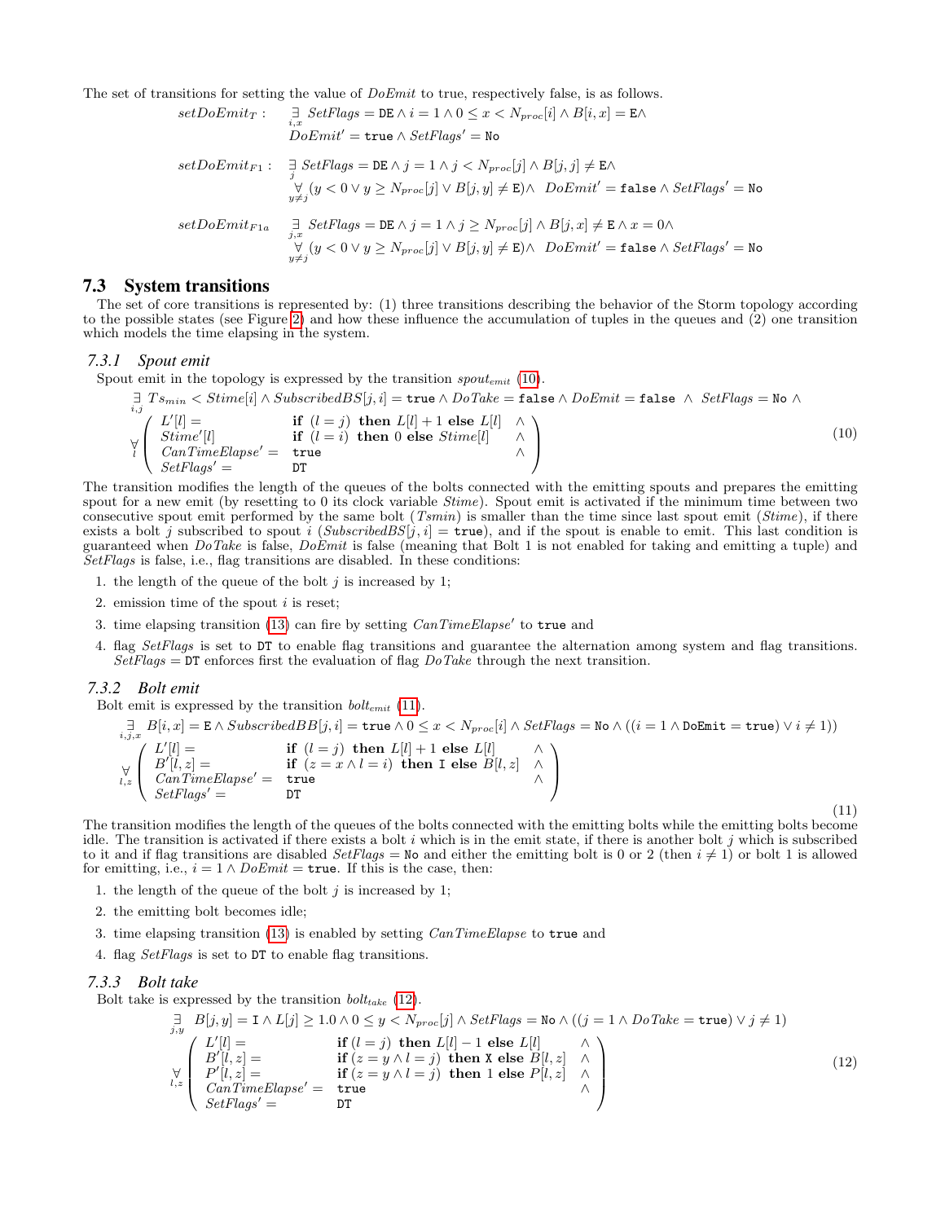The set of transitions for setting the value of $DoEmit$ to true, respectively false, is as follows.

$$
\begin{aligned}
setDoEmit_T: \quad & \underset{i,x}{\exists}\ SetFlags = \mathtt{DE} \wedge i = 1 \wedge 0 \le x < N_{proc}[i] \wedge B[i,x] = \mathtt{E} \wedge \\
& DoEmit' = \mathtt{true} \wedge SetFlags' = \mathtt{No} \\[1em]
setDoEmit_{F1}: \quad & \underset{j}{\exists}\ SetFlags = \mathtt{DE} \wedge j = 1 \wedge j < N_{proc}[j] \wedge B[j,j] \neq \mathtt{E} \wedge \\
& \underset{y \neq j}{\forall} (y < 0 \vee y \ge N_{proc}[j] \vee B[j,y] \neq \mathtt{E}) \wedge \ \ DoEmit' = \mathtt{false} \wedge SetFlags' = \mathtt{No} \\[1em]
setDoEmit_{F1a} \quad & \underset{j,x}{\exists}\ SetFlags = \mathtt{DE} \wedge j = 1 \wedge j \ge N_{proc}[j] \wedge B[j,x] \neq \mathtt{E} \wedge x = 0 \wedge \\
& \underset{y \neq j}{\forall} (y < 0 \vee y \ge N_{proc}[j] \vee B[j,y] \neq \mathtt{E}) \wedge \ \ DoEmit' = \mathtt{false} \wedge SetFlags' = \mathtt{No}
\end{aligned}
$$

## 7.3 System transitions

The set of core transitions is represented by: (1) three transitions describing the behavior of the Storm topology according to the possible states (see Figure 2) and how these influence the accumulation of tuples in the queues and (2) one transition which models the time elapsing in the system.

### 7.3.1 Spout emit

Spout emit in the topology is expressed by the transition $spout_{emit}$ (10).

$$
\underset{i,j}{\exists}\ Ts_{min} < Stime[i] \wedge SubscribedBS[j,i] = \mathtt{true} \wedge DoTake = \mathtt{false} \wedge DoEmit = \mathtt{false} \ \wedge \ SetFlags = \mathtt{No} \ \wedge
$$
$$
\underset{l}{\forall} \begin{pmatrix}
L'[l] = & \textbf{if } (l = j) \textbf{ then } L[l] + 1 \textbf{ else } L[l] & \wedge \\
Stime'[l] & \textbf{if } (l = i) \textbf{ then } 0 \textbf{ else } Stime[l] & \wedge \\
CanTimeElapse' = & \mathtt{true} & \wedge \\
SetFlags' = & \mathtt{DT} &
\end{pmatrix} \tag{10}
$$

The transition modifies the length of the queues of the bolts connected with the emitting spouts and prepares the emitting spout for a new emit (by resetting to 0 its clock variable $Stime$). Spout emit is activated if the minimum time between two consecutive spout emit performed by the same bolt ($Tsmin$) is smaller than the time since last spout emit ($Stime$), if there exists a bolt $j$ subscribed to spout $i$ ($SubscribedBS[j,i] = \mathtt{true}$), and if the spout is enable to emit. This last condition is guaranteed when $DoTake$ is false, $DoEmit$ is false (meaning that Bolt 1 is not enabled for taking and emitting a tuple) and $SetFlags$ is false, i.e., flag transitions are disabled. In these conditions:

1. the length of the queue of the bolt $j$ is increased by 1;
2. emission time of the spout $i$ is reset;
3. time elapsing transition (13) can fire by setting $CanTimeElapse'$ to `true` and
4. flag $SetFlags$ is set to `DT` to enable flag transitions and guarantee the alternation among system and flag transitions. $SetFlags = \mathtt{DT}$ enforces first the evaluation of flag $DoTake$ through the next transition.

### 7.3.2 Bolt emit

Bolt emit is expressed by the transition $bolt_{emit}$ (11).

$$
\underset{i,j,x}{\exists}\ B[i,x] = \mathtt{E} \wedge SubscribedBB[j,i] = \mathtt{true} \wedge 0 \le x < N_{proc}[i] \wedge SetFlags = \mathtt{No} \wedge ((i = 1 \wedge \mathtt{DoEmit} = \mathtt{true}) \vee i \neq 1))
$$
$$
\underset{l,z}{\forall} \begin{pmatrix}
L'[l] = & \textbf{if } (l = j) \textbf{ then } L[l] + 1 \textbf{ else } L[l] & \wedge \\
B'[l,z] = & \textbf{if } (z = x \wedge l = i) \textbf{ then } \mathtt{I} \textbf{ else } B[l,z] & \wedge \\
CanTimeElapse' = & \mathtt{true} & \wedge \\
SetFlags' = & \mathtt{DT} &
\end{pmatrix} \tag{11}
$$

The transition modifies the length of the queues of the bolts connected with the emitting bolts while the emitting bolts become idle. The transition is activated if there exists a bolt $i$ which is in the emit state, if there is another bolt $j$ which is subscribed to it and if flag transitions are disabled $SetFlags = \mathtt{No}$ and either the emitting bolt is 0 or 2 (then $i \neq 1$) or bolt 1 is allowed for emitting, i.e., $i = 1 \wedge DoEmit = \mathtt{true}$. If this is the case, then:

1. the length of the queue of the bolt $j$ is increased by 1;
2. the emitting bolt becomes idle;
3. time elapsing transition (13) is enabled by setting $CanTimeElapse$ to `true` and
4. flag $SetFlags$ is set to `DT` to enable flag transitions.

### 7.3.3 Bolt take

Bolt take is expressed by the transition $bolt_{take}$ (12).

$$
\underset{j,y}{\exists}\ B[j,y] = \mathtt{I} \wedge L[j] \ge 1.0 \wedge 0 \le y < N_{proc}[j] \wedge SetFlags = \mathtt{No} \wedge ((j = 1 \wedge DoTake = \mathtt{true}) \vee j \neq 1)
$$
$$
\underset{l,z}{\forall} \begin{pmatrix}
L'[l] = & \textbf{if } (l = j) \textbf{ then } L[l] - 1 \textbf{ else } L[l] & \wedge \\
B'[l,z] = & \textbf{if } (z = y \wedge l = j) \textbf{ then } \mathtt{X} \textbf{ else } B[l,z] & \wedge \\
P'[l,z] = & \textbf{if } (z = y \wedge l = j) \textbf{ then } 1 \textbf{ else } P[l,z] & \wedge \\
CanTimeElapse' = & \mathtt{true} & \wedge \\
SetFlags' = & \mathtt{DT} &
\end{pmatrix} \tag{12}
$$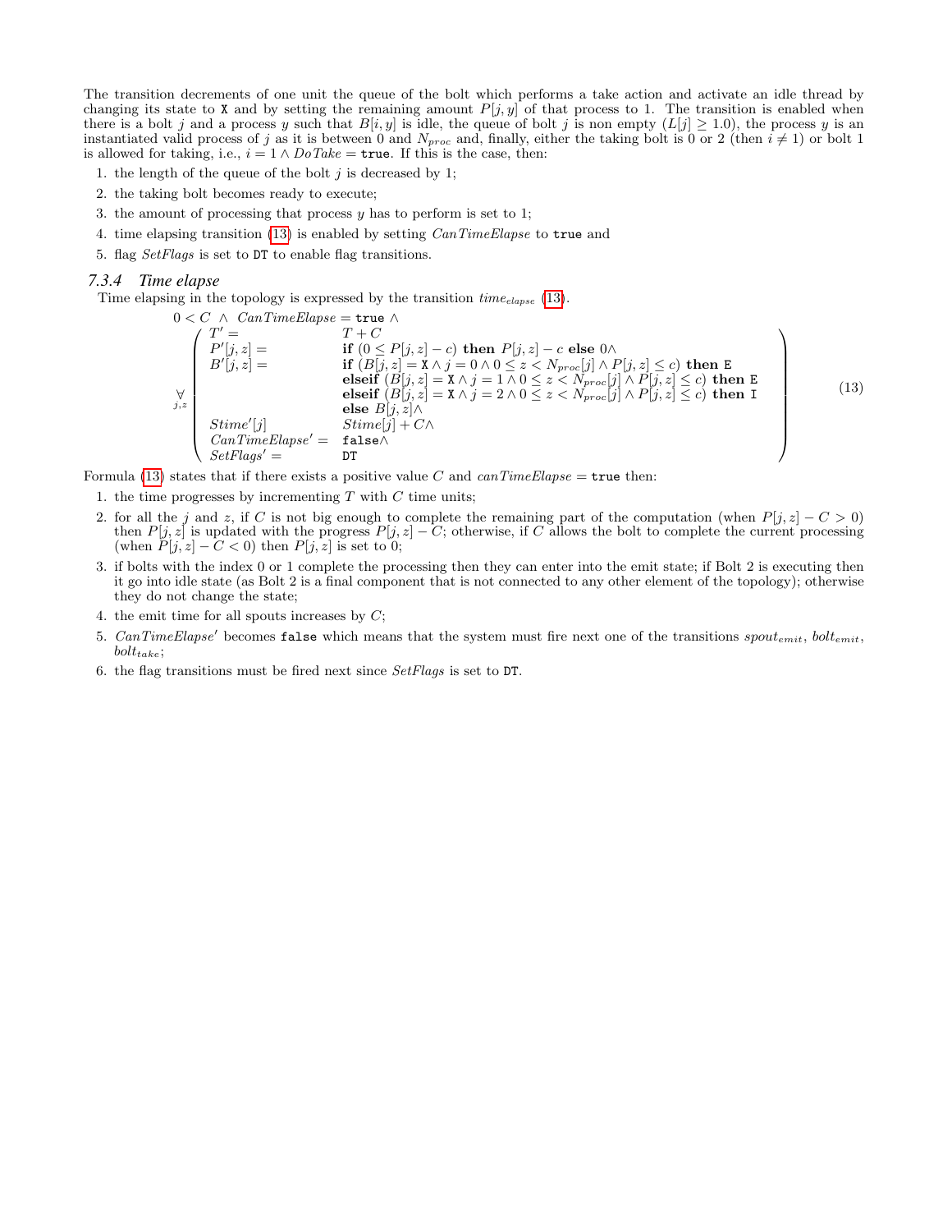The transition decrements of one unit the queue of the bolt which performs a take action and activate an idle thread by changing its state to X and by setting the remaining amount $P[j, y]$ of that process to 1. The transition is enabled when there is a bolt $j$ and a process $y$ such that $B[i, y]$ is idle, the queue of bolt $j$ is non empty ($L[j] \geq 1.0$), the process $y$ is an instantiated valid process of $j$ as it is between 0 and $N_{proc}$ and, finally, either the taking bolt is 0 or 2 (then $i \neq 1$) or bolt 1 is allowed for taking, i.e., $i = 1 \wedge DoTake = \texttt{true}$. If this is the case, then:

1. the length of the queue of the bolt $j$ is decreased by 1;
2. the taking bolt becomes ready to execute;
3. the amount of processing that process $y$ has to perform is set to 1;
4. time elapsing transition (13) is enabled by setting $CanTimeElapse$ to `true` and
5. flag $SetFlags$ is set to `DT` to enable flag transitions.

### *7.3.4 Time elapse*

Time elapsing in the topology is expressed by the transition $time_{elapse}$ (13).

$$
0 < C \ \wedge \ CanTimeElapse = \texttt{true} \ \wedge
$$
$$
\forall_{j,z} \left( \begin{array}{ll}
T' = & T + C \\
P'[j,z] = & \textbf{if } (0 \leq P[j,z] - c) \textbf{ then } P[j,z] - c \textbf{ else } 0 \wedge \\
B'[j,z] = & \textbf{if } (B[j,z] = \texttt{X} \wedge j = 0 \wedge 0 \leq z < N_{proc}[j] \wedge P[j,z] \leq c) \textbf{ then } \texttt{E} \\
 & \textbf{elseif } (B[j,z] = \texttt{X} \wedge j = 1 \wedge 0 \leq z < N_{proc}[j] \wedge P[j,z] \leq c) \textbf{ then } \texttt{E} \\
 & \textbf{elseif } (B[j,z] = \texttt{X} \wedge j = 2 \wedge 0 \leq z < N_{proc}[j] \wedge P[j,z] \leq c) \textbf{ then } \texttt{I} \\
 & \textbf{else } B[j,z] \wedge \\
Stime'[j] & Stime[j] + C \wedge \\
CanTimeElapse' = & \texttt{false} \wedge \\
SetFlags' = & \texttt{DT}
\end{array} \right) \tag{13}
$$

Formula (13) states that if there exists a positive value $C$ and $canTimeElapse = \texttt{true}$ then:

1. the time progresses by incrementing $T$ with $C$ time units;
2. for all the $j$ and $z$, if $C$ is not big enough to complete the remaining part of the computation (when $P[j, z] - C > 0$) then $P[j, z]$ is updated with the progress $P[j, z] - C$; otherwise, if $C$ allows the bolt to complete the current processing (when $P[j, z] - C < 0$) then $P[j, z]$ is set to 0;
3. if bolts with the index 0 or 1 complete the processing then they can enter into the emit state; if Bolt 2 is executing then it go into idle state (as Bolt 2 is a final component that is not connected to any other element of the topology); otherwise they do not change the state;
4. the emit time for all spouts increases by $C$;
5. $CanTimeElapse'$ becomes `false` which means that the system must fire next one of the transitions $spout_{emit}$, $bolt_{emit}$, $bolt_{take}$;
6. the flag transitions must be fired next since $SetFlags$ is set to `DT`.